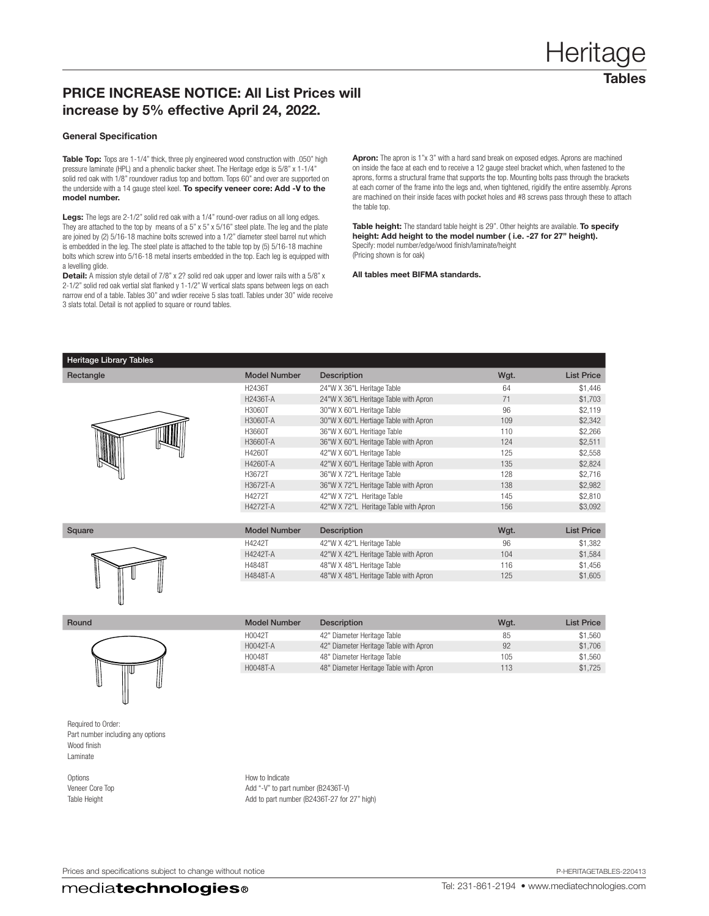# Heritage

## Tables

### PRICE INCREASE NOTICE: All List Prices will increase by 5% effective April 24, 2022.

#### General Specification

**Table Top:** Tops are 1-1/4" thick, three ply engineered wood construction with .050" high pressure laminate (HPL) and a phenolic backer sheet. The Heritage edge is 5/8" x 1-1/4" solid red oak with 1/8" roundover radius top and bottom. Tops 60" and over are supported on the underside with a 14 gauge steel keel. **To specify veneer core: Add -V to the model number.**

**Legs:** The legs are 2-1/2" solid red oak with a 1/4" round-over radius on all long edges. They are attached to the top by means of a 5" x 5" x 5/16" steel plate. The leg and the plate are joined by (2) 5/16-18 machine bolts screwed into a 1/2" diameter steel barrel nut which is embedded in the leg. The steel plate is attached to the table top by (5) 5/16-18 machine bolts which screw into 5/16-18 metal inserts embedded in the top. Each leg is equipped with a levelling glide.

**Detail:** A mission style detail of 7/8" x 2? solid red oak upper and lower rails with a 5/8" x 2-1/2" solid red oak vertial slat flanked y 1-1/2" W vertical slats spans between legs on each narrow end of a table. Tables 30" and wdier receive 5 slas toatl. Tables under 30" wide receive 3 slats total. Detail is not applied to square or round tables.

**Apron:** The apron is 1"x 3" with a hard sand break on exposed edges. Aprons are machined on inside the face at each end to receive a 12 gauge steel bracket which, when fastened to the aprons, forms a structural frame that supports the top. Mounting bolts pass through the brackets at each corner of the frame into the legs and, when tightened, rigidify the entire assembly. Aprons are machined on their inside faces with pocket holes and #8 screws pass through these to attach the table top.

**Table height:** The standard table height is 29". Other heights are available. **To specify height: Add height to the model number ( i.e. -27 for 27" height).**
Specify: model number/edge/wood finish/laminate/height
(Pricing shown is for oak)

**All tables meet BIFMA standards.**

#### Heritage Library Tables

| Rectangle | Model Number | Description | Wgt. | List Price |
|---|---|---|---|---|
| | H2436T | 24"W X 36"L Heritage Table | 64 | $1,446 |
| | H2436T-A | 24"W X 36"L Heritage Table with Apron | 71 | $1,703 |
| | H3060T | 30"W X 60"L Heritage Table | 96 | $2,119 |
| | H3060T-A | 30"W X 60"L Heritage Table with Apron | 109 | $2,342 |
| | H3660T | 36"W X 60"L Heritiage Table | 110 | $2,266 |
| | H3660T-A | 36"W X 60"L Heritage Table with Apron | 124 | $2,511 |
| | H4260T | 42"W X 60"L Heritage Table | 125 | $2,558 |
| | H4260T-A | 42"W X 60"L Heritage Table with Apron | 135 | $2,824 |
| | H3672T | 36"W X 72"L Heritage Table | 128 | $2,716 |
| | H3672T-A | 36"W X 72"L Heritage Table with Apron | 138 | $2,982 |
| | H4272T | 42"W X 72"L Heritage Table | 145 | $2,810 |
| | H4272T-A | 42"W X 72"L Heritage Table with Apron | 156 | $3,092 |

| Square | Model Number | Description | Wgt. | List Price |
|---|---|---|---|---|
| | H4242T | 42"W X 42"L Heritage Table | 96 | $1,382 |
| | H4242T-A | 42"W X 42"L Heritage Table with Apron | 104 | $1,584 |
| | H4848T | 48"W X 48"L Heritage Table | 116 | $1,456 |
| | H4848T-A | 48"W X 48"L Heritage Table with Apron | 125 | $1,605 |

| Round | Model Number | Description | Wgt. | List Price |
|---|---|---|---|---|
| | H0042T | 42" Diameter Heritage Table | 85 | $1,560 |
| | H0042T-A | 42" Diameter Heritage Table with Apron | 92 | $1,706 |
| | H0048T | 48" Diameter Heritage Table | 105 | $1,560 |
| | H0048T-A | 48" Diameter Heritage Table with Apron | 113 | $1,725 |

Required to Order:
Part number including any options
Wood finish
Laminate

| Options | How to Indicate |
|---|---|
| Veneer Core Top | Add "-V" to part number (B2436T-V) |
| Table Height | Add to part number (B2436T-27 for 27" high) |

Prices and specifications subject to change without notice

P-HERITAGETABLES-220413

mediatechnologies®

Tel: 231-861-2194 • www.mediatechnologies.com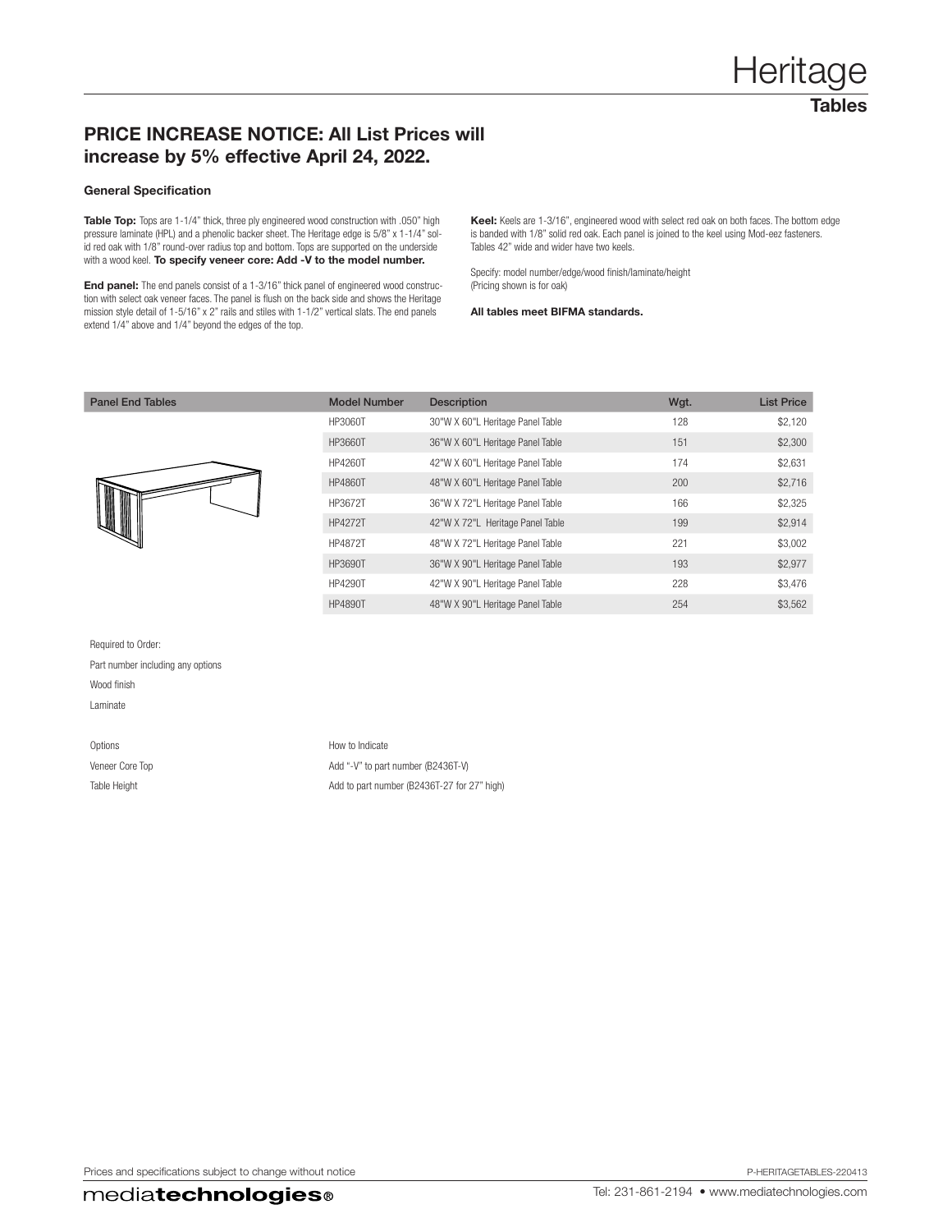# Heritage

## Tables

## PRICE INCREASE NOTICE: All List Prices will increase by 5% effective April 24, 2022.

### General Specification

**Table Top:** Tops are 1-1/4" thick, three ply engineered wood construction with .050" high pressure laminate (HPL) and a phenolic backer sheet. The Heritage edge is 5/8" x 1-1/4" solid red oak with 1/8" round-over radius top and bottom. Tops are supported on the underside with a wood keel. **To specify veneer core: Add -V to the model number.**

**End panel:** The end panels consist of a 1-3/16" thick panel of engineered wood construction with select oak veneer faces. The panel is flush on the back side and shows the Heritage mission style detail of 1-5/16" x 2" rails and stiles with 1-1/2" vertical slats. The end panels extend 1/4" above and 1/4" beyond the edges of the top.

**Keel:** Keels are 1-3/16", engineered wood with select red oak on both faces. The bottom edge is banded with 1/8" solid red oak. Each panel is joined to the keel using Mod-eez fasteners. Tables 42" wide and wider have two keels.

Specify: model number/edge/wood finish/laminate/height
(Pricing shown is for oak)

**All tables meet BIFMA standards.**

| Panel End Tables | Model Number | Description | Wgt. | List Price |
|---|---|---|---|---|
| | HP3060T | 30"W X 60"L Heritage Panel Table | 128 | $2,120 |
| | HP3660T | 36"W X 60"L Heritage Panel Table | 151 | $2,300 |
| | HP4260T | 42"W X 60"L Heritage Panel Table | 174 | $2,631 |
| | HP4860T | 48"W X 60"L Heritage Panel Table | 200 | $2,716 |
| | HP3672T | 36"W X 72"L Heritage Panel Table | 166 | $2,325 |
| | HP4272T | 42"W X 72"L Heritage Panel Table | 199 | $2,914 |
| | HP4872T | 48"W X 72"L Heritage Panel Table | 221 | $3,002 |
| | HP3690T | 36"W X 90"L Heritage Panel Table | 193 | $2,977 |
| | HP4290T | 42"W X 90"L Heritage Panel Table | 228 | $3,476 |
| | HP4890T | 48"W X 90"L Heritage Panel Table | 254 | $3,562 |

Required to Order:

Part number including any options

Wood finish

Laminate

| Options | How to Indicate |
|---|---|
| Veneer Core Top | Add "-V" to part number (B2436T-V) |
| Table Height | Add to part number (B2436T-27 for 27" high) |

Prices and specifications subject to change without notice

P-HERITAGETABLES-220413

mediatechnologies®

Tel: 231-861-2194 • www.mediatechnologies.com